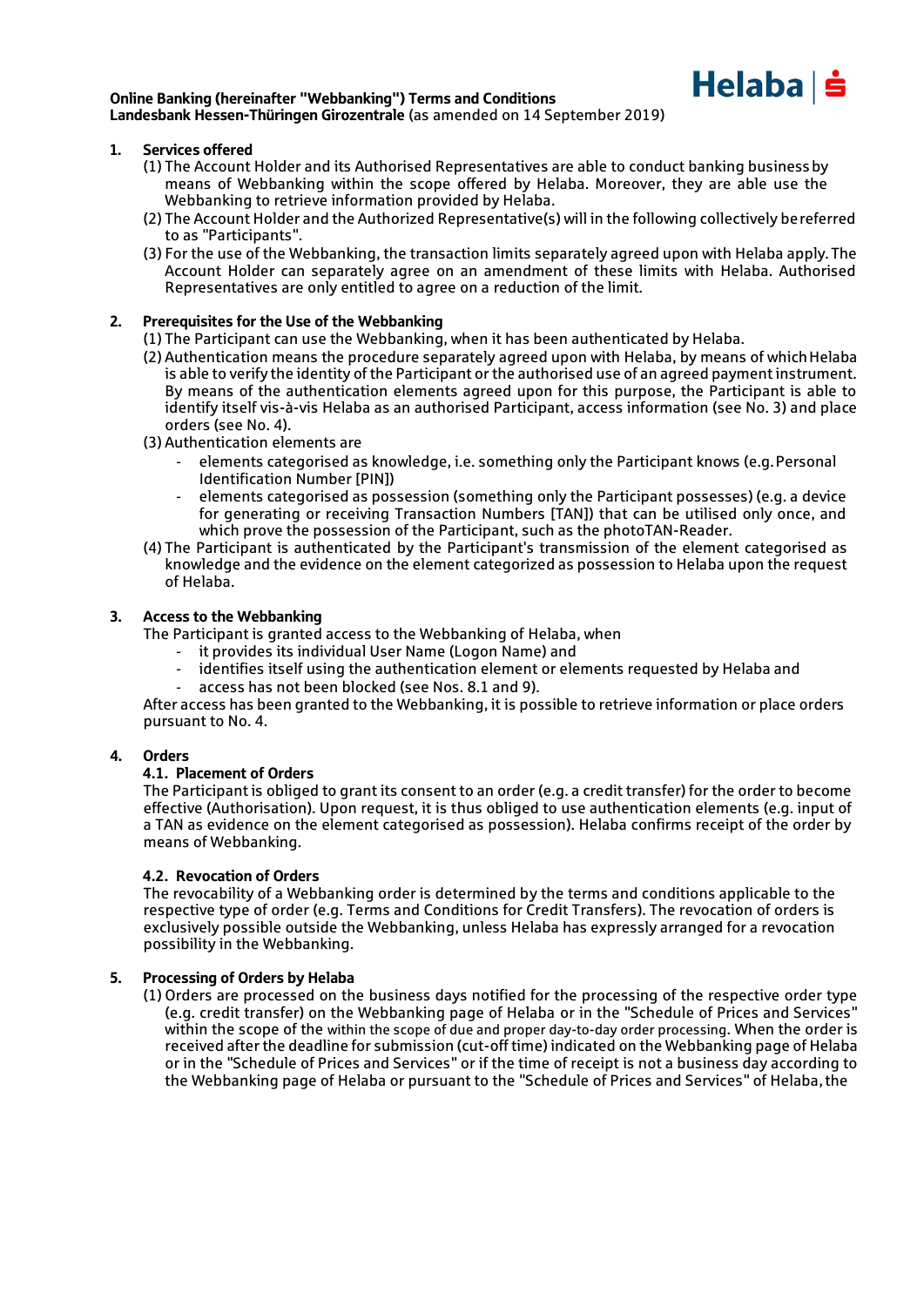**Online Banking (hereinafter "Webbanking") Terms and Conditions**
**Landesbank Hessen-Thüringen Girozentrale** (as amended on 14 September 2019)

## 1. Services offered

(1) The Account Holder and its Authorised Representatives are able to conduct banking business by means of Webbanking within the scope offered by Helaba. Moreover, they are able use the Webbanking to retrieve information provided by Helaba.

(2) The Account Holder and the Authorized Representative(s) will in the following collectively be referred to as "Participants".

(3) For the use of the Webbanking, the transaction limits separately agreed upon with Helaba apply. The Account Holder can separately agree on an amendment of these limits with Helaba. Authorised Representatives are only entitled to agree on a reduction of the limit.

## 2. Prerequisites for the Use of the Webbanking

(1) The Participant can use the Webbanking, when it has been authenticated by Helaba.

(2) Authentication means the procedure separately agreed upon with Helaba, by means of which Helaba is able to verify the identity of the Participant or the authorised use of an agreed payment instrument. By means of the authentication elements agreed upon for this purpose, the Participant is able to identify itself vis-à-vis Helaba as an authorised Participant, access information (see No. 3) and place orders (see No. 4).

(3) Authentication elements are

- elements categorised as knowledge, i.e. something only the Participant knows (e.g. Personal Identification Number [PIN])
- elements categorised as possession (something only the Participant possesses) (e.g. a device for generating or receiving Transaction Numbers [TAN]) that can be utilised only once, and which prove the possession of the Participant, such as the photoTAN-Reader.

(4) The Participant is authenticated by the Participant's transmission of the element categorised as knowledge and the evidence on the element categorized as possession to Helaba upon the request of Helaba.

## 3. Access to the Webbanking

The Participant is granted access to the Webbanking of Helaba, when

- it provides its individual User Name (Logon Name) and
- identifies itself using the authentication element or elements requested by Helaba and
- access has not been blocked (see Nos. 8.1 and 9).

After access has been granted to the Webbanking, it is possible to retrieve information or place orders pursuant to No. 4.

## 4. Orders

### 4.1. Placement of Orders

The Participant is obliged to grant its consent to an order (e.g. a credit transfer) for the order to become effective (Authorisation). Upon request, it is thus obliged to use authentication elements (e.g. input of a TAN as evidence on the element categorised as possession). Helaba confirms receipt of the order by means of Webbanking.

### 4.2. Revocation of Orders

The revocability of a Webbanking order is determined by the terms and conditions applicable to the respective type of order (e.g. Terms and Conditions for Credit Transfers). The revocation of orders is exclusively possible outside the Webbanking, unless Helaba has expressly arranged for a revocation possibility in the Webbanking.

## 5. Processing of Orders by Helaba

(1) Orders are processed on the business days notified for the processing of the respective order type (e.g. credit transfer) on the Webbanking page of Helaba or in the "Schedule of Prices and Services" within the scope of the within the scope of due and proper day-to-day order processing. When the order is received after the deadline for submission (cut-off time) indicated on the Webbanking page of Helaba or in the "Schedule of Prices and Services" or if the time of receipt is not a business day according to the Webbanking page of Helaba or pursuant to the "Schedule of Prices and Services" of Helaba, the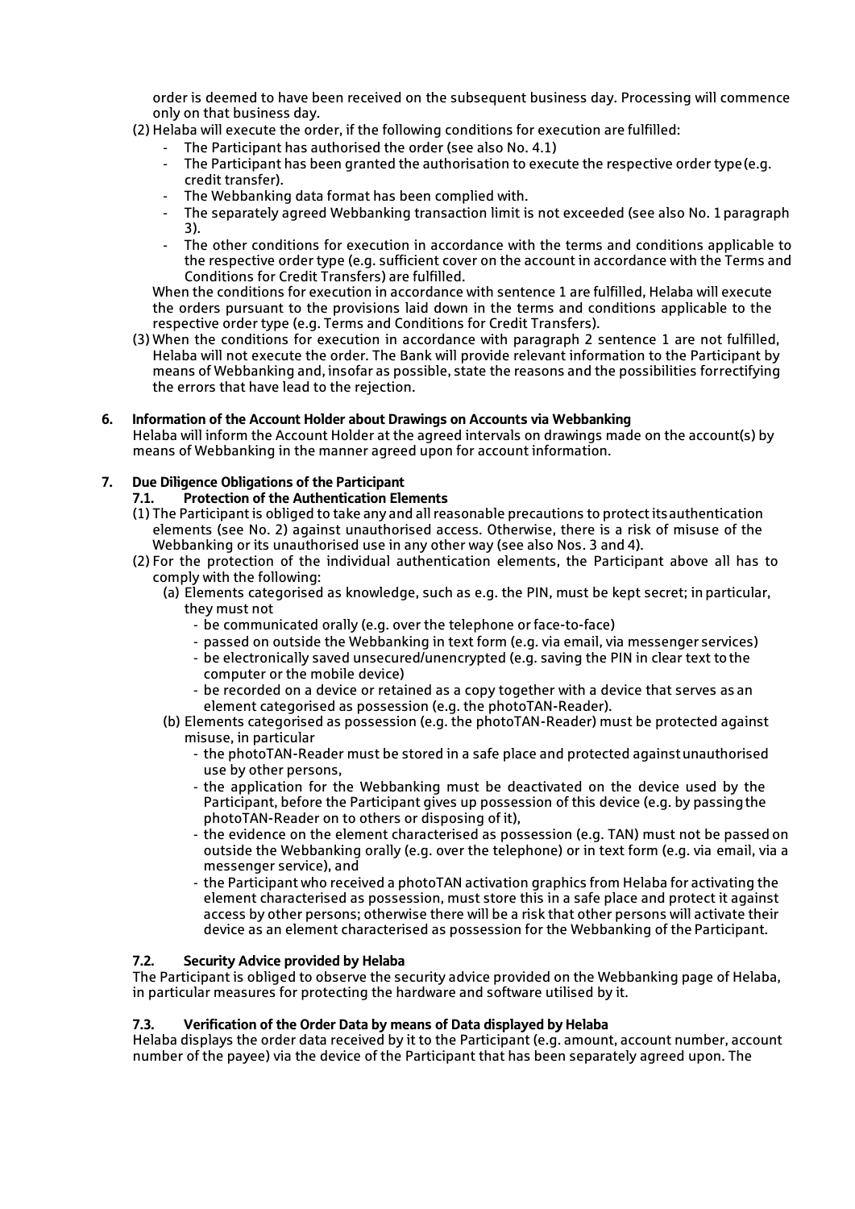order is deemed to have been received on the subsequent business day. Processing will commence only on that business day.

(2) Helaba will execute the order, if the following conditions for execution are fulfilled:

- The Participant has authorised the order (see also No. 4.1)
- The Participant has been granted the authorisation to execute the respective order type (e.g. credit transfer).
- The Webbanking data format has been complied with.
- The separately agreed Webbanking transaction limit is not exceeded (see also No. 1 paragraph 3).
- The other conditions for execution in accordance with the terms and conditions applicable to the respective order type (e.g. sufficient cover on the account in accordance with the Terms and Conditions for Credit Transfers) are fulfilled.

When the conditions for execution in accordance with sentence 1 are fulfilled, Helaba will execute the orders pursuant to the provisions laid down in the terms and conditions applicable to the respective order type (e.g. Terms and Conditions for Credit Transfers).

(3) When the conditions for execution in accordance with paragraph 2 sentence 1 are not fulfilled, Helaba will not execute the order. The Bank will provide relevant information to the Participant by means of Webbanking and, insofar as possible, state the reasons and the possibilities for rectifying the errors that have lead to the rejection.

## 6. Information of the Account Holder about Drawings on Accounts via Webbanking

Helaba will inform the Account Holder at the agreed intervals on drawings made on the account(s) by means of Webbanking in the manner agreed upon for account information.

## 7. Due Diligence Obligations of the Participant

### 7.1. Protection of the Authentication Elements

(1) The Participant is obliged to take any and all reasonable precautions to protect its authentication elements (see No. 2) against unauthorised access. Otherwise, there is a risk of misuse of the Webbanking or its unauthorised use in any other way (see also Nos. 3 and 4).

(2) For the protection of the individual authentication elements, the Participant above all has to comply with the following:

(a) Elements categorised as knowledge, such as e.g. the PIN, must be kept secret; in particular, they must not

- be communicated orally (e.g. over the telephone or face-to-face)
- passed on outside the Webbanking in text form (e.g. via email, via messenger services)
- be electronically saved unsecured/unencrypted (e.g. saving the PIN in clear text to the computer or the mobile device)
- be recorded on a device or retained as a copy together with a device that serves as an element categorised as possession (e.g. the photoTAN-Reader).

(b) Elements categorised as possession (e.g. the photoTAN-Reader) must be protected against misuse, in particular

- the photoTAN-Reader must be stored in a safe place and protected against unauthorised use by other persons,
- the application for the Webbanking must be deactivated on the device used by the Participant, before the Participant gives up possession of this device (e.g. by passing the photoTAN-Reader on to others or disposing of it),
- the evidence on the element characterised as possession (e.g. TAN) must not be passed on outside the Webbanking orally (e.g. over the telephone) or in text form (e.g. via email, via a messenger service), and
- the Participant who received a photoTAN activation graphics from Helaba for activating the element characterised as possession, must store this in a safe place and protect it against access by other persons; otherwise there will be a risk that other persons will activate their device as an element characterised as possession for the Webbanking of the Participant.

### 7.2. Security Advice provided by Helaba

The Participant is obliged to observe the security advice provided on the Webbanking page of Helaba, in particular measures for protecting the hardware and software utilised by it.

### 7.3. Verification of the Order Data by means of Data displayed by Helaba

Helaba displays the order data received by it to the Participant (e.g. amount, account number, account number of the payee) via the device of the Participant that has been separately agreed upon. The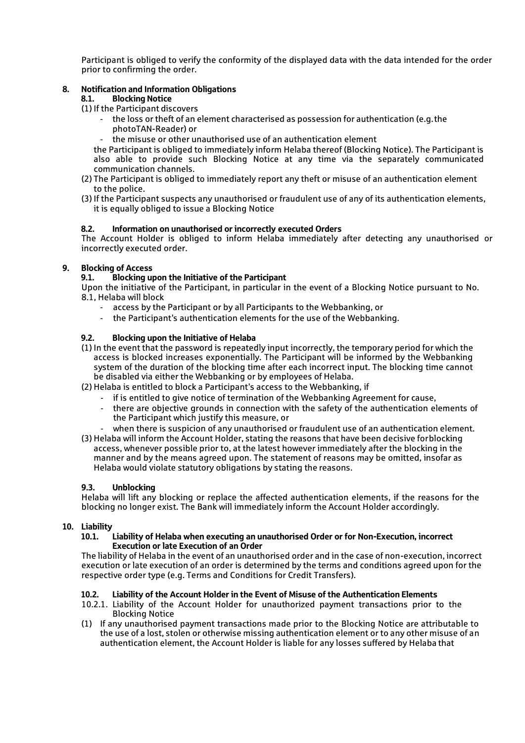Participant is obliged to verify the conformity of the displayed data with the data intended for the order prior to confirming the order.

## 8. Notification and Information Obligations

### 8.1. Blocking Notice

(1) If the Participant discovers

- the loss or theft of an element characterised as possession for authentication (e.g. the photoTAN-Reader) or
- the misuse or other unauthorised use of an authentication element

the Participant is obliged to immediately inform Helaba thereof (Blocking Notice). The Participant is also able to provide such Blocking Notice at any time via the separately communicated communication channels.

(2) The Participant is obliged to immediately report any theft or misuse of an authentication element to the police.

(3) If the Participant suspects any unauthorised or fraudulent use of any of its authentication elements, it is equally obliged to issue a Blocking Notice

### 8.2. Information on unauthorised or incorrectly executed Orders

The Account Holder is obliged to inform Helaba immediately after detecting any unauthorised or incorrectly executed order.

## 9. Blocking of Access

### 9.1. Blocking upon the Initiative of the Participant

Upon the initiative of the Participant, in particular in the event of a Blocking Notice pursuant to No. 8.1, Helaba will block

- access by the Participant or by all Participants to the Webbanking, or
- the Participant's authentication elements for the use of the Webbanking.

### 9.2. Blocking upon the Initiative of Helaba

(1) In the event that the password is repeatedly input incorrectly, the temporary period for which the access is blocked increases exponentially. The Participant will be informed by the Webbanking system of the duration of the blocking time after each incorrect input. The blocking time cannot be disabled via either the Webbanking or by employees of Helaba.

(2) Helaba is entitled to block a Participant's access to the Webbanking, if

- if is entitled to give notice of termination of the Webbanking Agreement for cause,
- there are objective grounds in connection with the safety of the authentication elements of the Participant which justify this measure, or
- when there is suspicion of any unauthorised or fraudulent use of an authentication element.

(3) Helaba will inform the Account Holder, stating the reasons that have been decisive forblocking access, whenever possible prior to, at the latest however immediately after the blocking in the manner and by the means agreed upon. The statement of reasons may be omitted, insofar as Helaba would violate statutory obligations by stating the reasons.

### 9.3. Unblocking

Helaba will lift any blocking or replace the affected authentication elements, if the reasons for the blocking no longer exist. The Bank will immediately inform the Account Holder accordingly.

## 10. Liability

### 10.1. Liability of Helaba when executing an unauthorised Order or for Non-Execution, incorrect Execution or late Execution of an Order

The liability of Helaba in the event of an unauthorised order and in the case of non-execution, incorrect execution or late execution of an order is determined by the terms and conditions agreed upon for the respective order type (e.g. Terms and Conditions for Credit Transfers).

### 10.2. Liability of the Account Holder in the Event of Misuse of the Authentication Elements

10.2.1. Liability of the Account Holder for unauthorized payment transactions prior to the Blocking Notice

(1) If any unauthorised payment transactions made prior to the Blocking Notice are attributable to the use of a lost, stolen or otherwise missing authentication element or to any other misuse of an authentication element, the Account Holder is liable for any losses suffered by Helaba that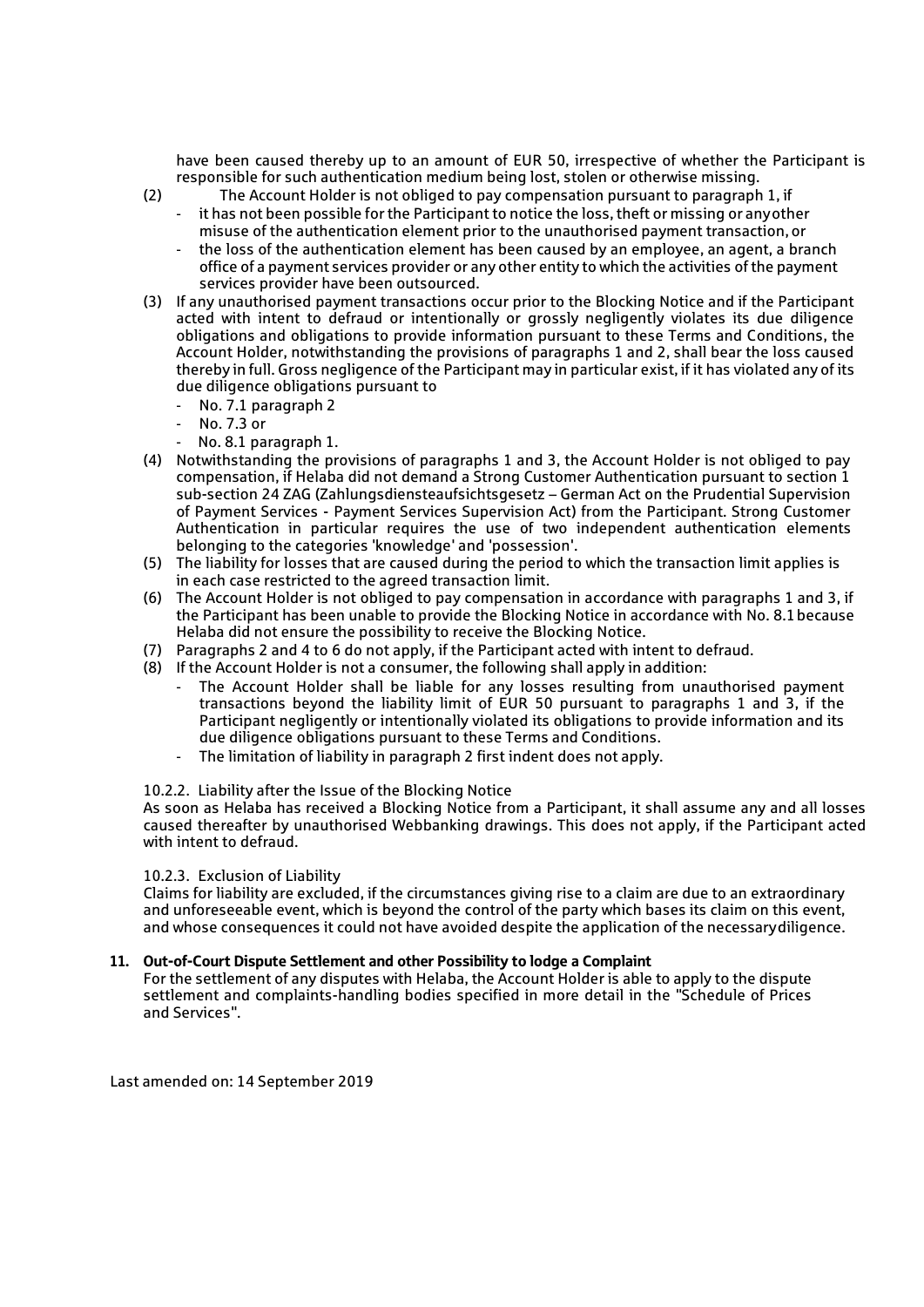have been caused thereby up to an amount of EUR 50, irrespective of whether the Participant is responsible for such authentication medium being lost, stolen or otherwise missing.

(2) The Account Holder is not obliged to pay compensation pursuant to paragraph 1, if

- it has not been possible for the Participant to notice the loss, theft or missing or any other misuse of the authentication element prior to the unauthorised payment transaction, or
- the loss of the authentication element has been caused by an employee, an agent, a branch office of a payment services provider or any other entity to which the activities of the payment services provider have been outsourced.

(3) If any unauthorised payment transactions occur prior to the Blocking Notice and if the Participant acted with intent to defraud or intentionally or grossly negligently violates its due diligence obligations and obligations to provide information pursuant to these Terms and Conditions, the Account Holder, notwithstanding the provisions of paragraphs 1 and 2, shall bear the loss caused thereby in full. Gross negligence of the Participant may in particular exist, if it has violated any of its due diligence obligations pursuant to

- No. 7.1 paragraph 2
- No. 7.3 or
- No. 8.1 paragraph 1.

(4) Notwithstanding the provisions of paragraphs 1 and 3, the Account Holder is not obliged to pay compensation, if Helaba did not demand a Strong Customer Authentication pursuant to section 1 sub-section 24 ZAG (Zahlungsdiensteaufsichtsgesetz – German Act on the Prudential Supervision of Payment Services - Payment Services Supervision Act) from the Participant. Strong Customer Authentication in particular requires the use of two independent authentication elements belonging to the categories 'knowledge' and 'possession'.

(5) The liability for losses that are caused during the period to which the transaction limit applies is in each case restricted to the agreed transaction limit.

(6) The Account Holder is not obliged to pay compensation in accordance with paragraphs 1 and 3, if the Participant has been unable to provide the Blocking Notice in accordance with No. 8.1 because Helaba did not ensure the possibility to receive the Blocking Notice.

(7) Paragraphs 2 and 4 to 6 do not apply, if the Participant acted with intent to defraud.

(8) If the Account Holder is not a consumer, the following shall apply in addition:

- The Account Holder shall be liable for any losses resulting from unauthorised payment transactions beyond the liability limit of EUR 50 pursuant to paragraphs 1 and 3, if the Participant negligently or intentionally violated its obligations to provide information and its due diligence obligations pursuant to these Terms and Conditions.
- The limitation of liability in paragraph 2 first indent does not apply.

10.2.2. Liability after the Issue of the Blocking Notice

As soon as Helaba has received a Blocking Notice from a Participant, it shall assume any and all losses caused thereafter by unauthorised Webbanking drawings. This does not apply, if the Participant acted with intent to defraud.

10.2.3. Exclusion of Liability

Claims for liability are excluded, if the circumstances giving rise to a claim are due to an extraordinary and unforeseeable event, which is beyond the control of the party which bases its claim on this event, and whose consequences it could not have avoided despite the application of the necessary diligence.

**11. Out-of-Court Dispute Settlement and other Possibility to lodge a Complaint**

For the settlement of any disputes with Helaba, the Account Holder is able to apply to the dispute settlement and complaints-handling bodies specified in more detail in the "Schedule of Prices and Services".

Last amended on: 14 September 2019